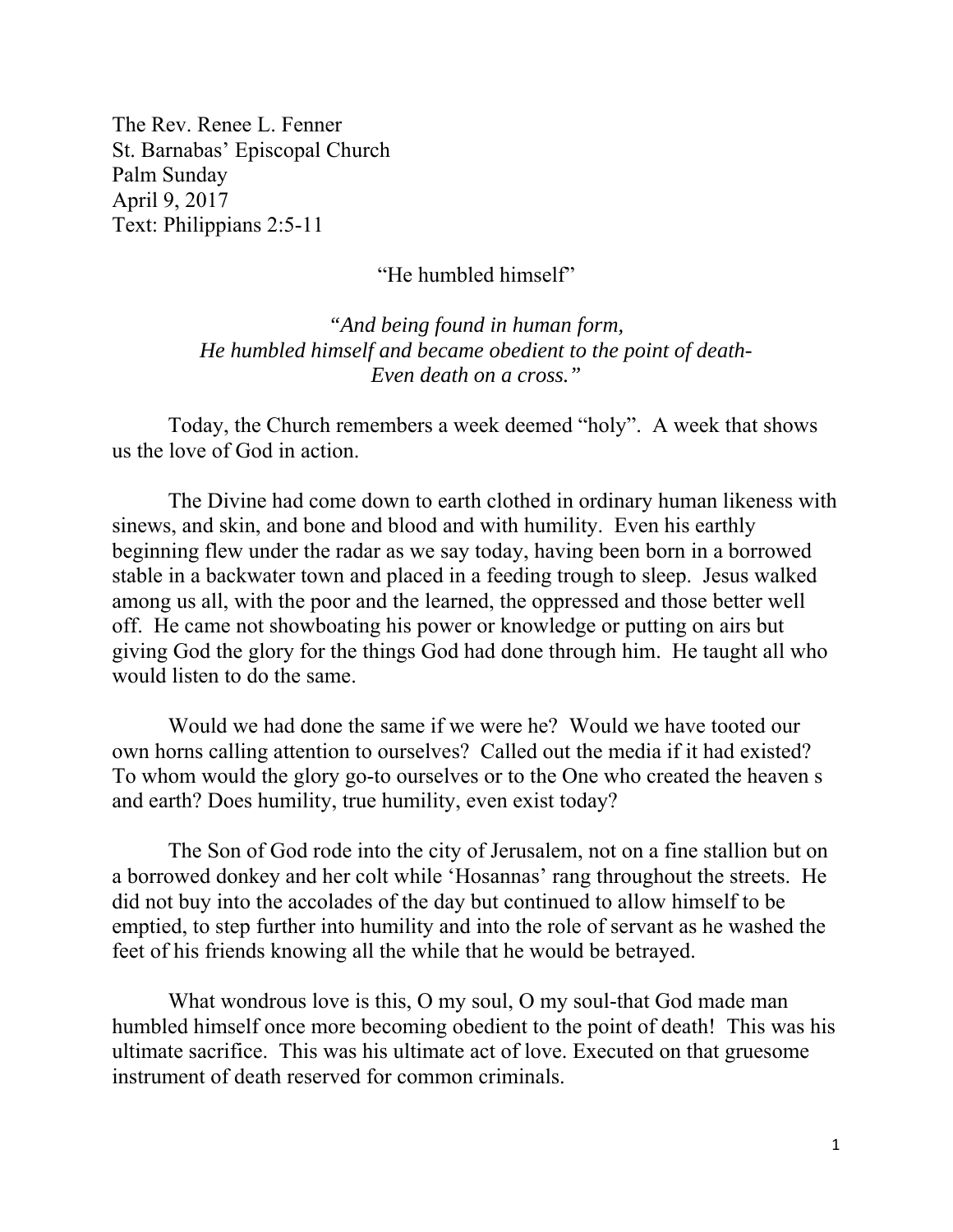The Rev. Renee L. Fenner
St. Barnabas' Episcopal Church
Palm Sunday
April 9, 2017
Text: Philippians 2:5-11

"He humbled himself"

*"And being found in human form,*
*He humbled himself and became obedient to the point of death-*
*Even death on a cross."*

Today, the Church remembers a week deemed "holy". A week that shows us the love of God in action.

The Divine had come down to earth clothed in ordinary human likeness with sinews, and skin, and bone and blood and with humility. Even his earthly beginning flew under the radar as we say today, having been born in a borrowed stable in a backwater town and placed in a feeding trough to sleep. Jesus walked among us all, with the poor and the learned, the oppressed and those better well off. He came not showboating his power or knowledge or putting on airs but giving God the glory for the things God had done through him. He taught all who would listen to do the same.

Would we had done the same if we were he? Would we have tooted our own horns calling attention to ourselves? Called out the media if it had existed? To whom would the glory go-to ourselves or to the One who created the heaven s and earth? Does humility, true humility, even exist today?

The Son of God rode into the city of Jerusalem, not on a fine stallion but on a borrowed donkey and her colt while 'Hosannas' rang throughout the streets. He did not buy into the accolades of the day but continued to allow himself to be emptied, to step further into humility and into the role of servant as he washed the feet of his friends knowing all the while that he would be betrayed.

What wondrous love is this, O my soul, O my soul-that God made man humbled himself once more becoming obedient to the point of death! This was his ultimate sacrifice. This was his ultimate act of love. Executed on that gruesome instrument of death reserved for common criminals.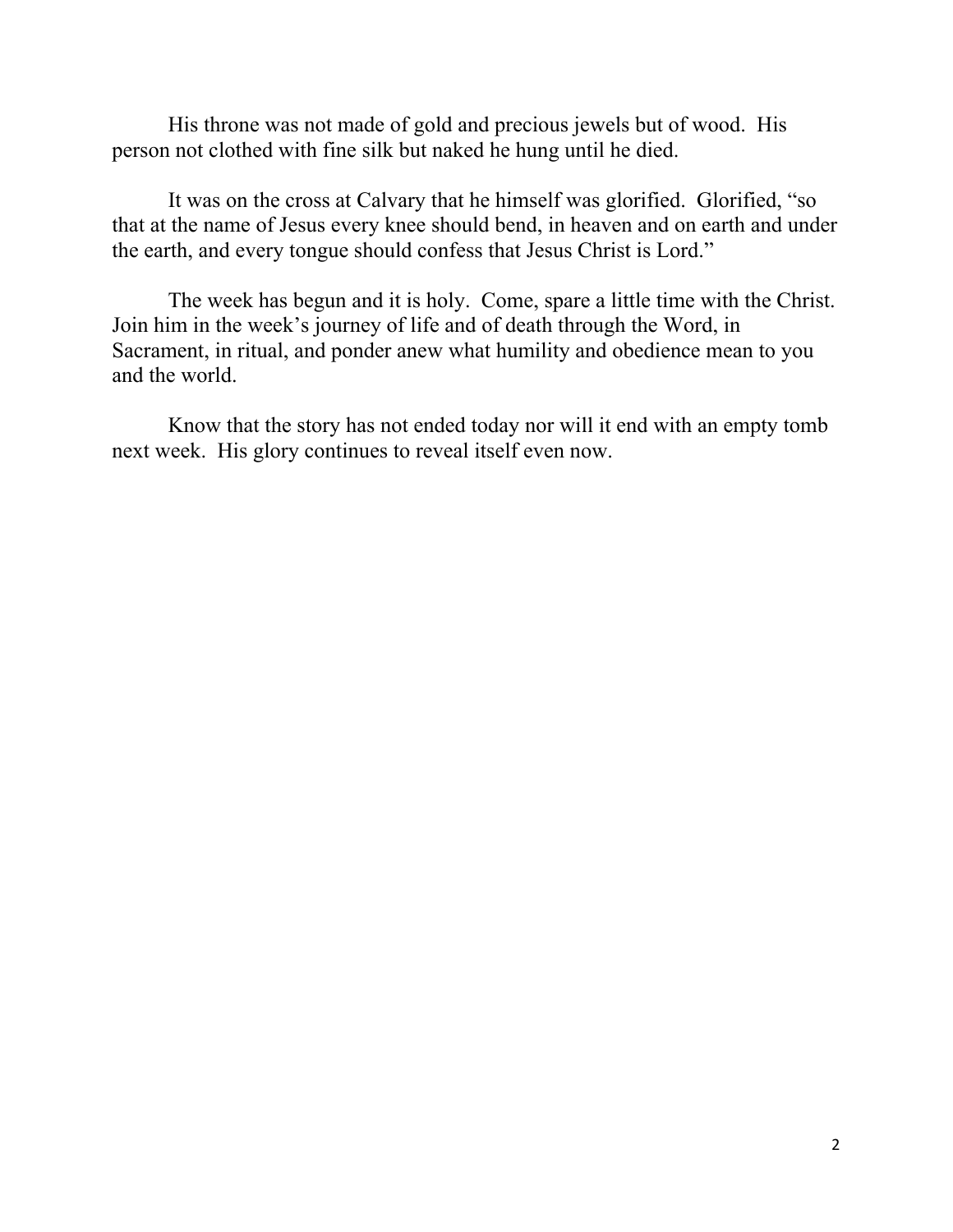His throne was not made of gold and precious jewels but of wood. His person not clothed with fine silk but naked he hung until he died.

It was on the cross at Calvary that he himself was glorified. Glorified, "so that at the name of Jesus every knee should bend, in heaven and on earth and under the earth, and every tongue should confess that Jesus Christ is Lord."

The week has begun and it is holy. Come, spare a little time with the Christ. Join him in the week's journey of life and of death through the Word, in Sacrament, in ritual, and ponder anew what humility and obedience mean to you and the world.

Know that the story has not ended today nor will it end with an empty tomb next week. His glory continues to reveal itself even now.